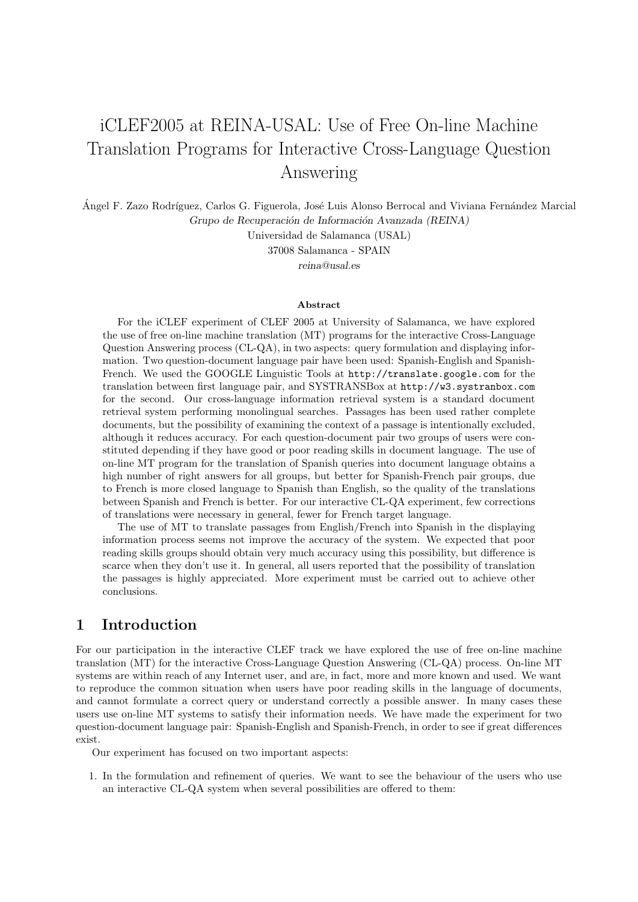# iCLEF2005 at REINA-USAL: Use of Free On-line Machine Translation Programs for Interactive Cross-Language Question Answering

Ángel F. Zazo Rodríguez, Carlos G. Figuerola, José Luis Alonso Berrocal and Viviana Fernández Marcial

*Grupo de Recuperación de Información Avanzada (REINA)*

Universidad de Salamanca (USAL)

37008 Salamanca - SPAIN

*reina@usal.es*

### Abstract

For the iCLEF experiment of CLEF 2005 at University of Salamanca, we have explored the use of free on-line machine translation (MT) programs for the interactive Cross-Language Question Answering process (CL-QA), in two aspects: query formulation and displaying information. Two question-document language pair have been used: Spanish-English and Spanish-French. We used the GOOGLE Linguistic Tools at `http://translate.google.com` for the translation between first language pair, and SYSTRANSBox at `http://w3.systranbox.com` for the second. Our cross-language information retrieval system is a standard document retrieval system performing monolingual searches. Passages has been used rather complete documents, but the possibility of examining the context of a passage is intentionally excluded, although it reduces accuracy. For each question-document pair two groups of users were constituted depending if they have good or poor reading skills in document language. The use of on-line MT program for the translation of Spanish queries into document language obtains a high number of right answers for all groups, but better for Spanish-French pair groups, due to French is more closed language to Spanish than English, so the quality of the translations between Spanish and French is better. For our interactive CL-QA experiment, few corrections of translations were necessary in general, fewer for French target language.

The use of MT to translate passages from English/French into Spanish in the displaying information process seems not improve the accuracy of the system. We expected that poor reading skills groups should obtain very much accuracy using this possibility, but difference is scarce when they don't use it. In general, all users reported that the possibility of translation the passages is highly appreciated. More experiment must be carried out to achieve other conclusions.

## 1 Introduction

For our participation in the interactive CLEF track we have explored the use of free on-line machine translation (MT) for the interactive Cross-Language Question Answering (CL-QA) process. On-line MT systems are within reach of any Internet user, and are, in fact, more and more known and used. We want to reproduce the common situation when users have poor reading skills in the language of documents, and cannot formulate a correct query or understand correctly a possible answer. In many cases these users use on-line MT systems to satisfy their information needs. We have made the experiment for two question-document language pair: Spanish-English and Spanish-French, in order to see if great differences exist.

Our experiment has focused on two important aspects:

1. In the formulation and refinement of queries. We want to see the behaviour of the users who use an interactive CL-QA system when several possibilities are offered to them: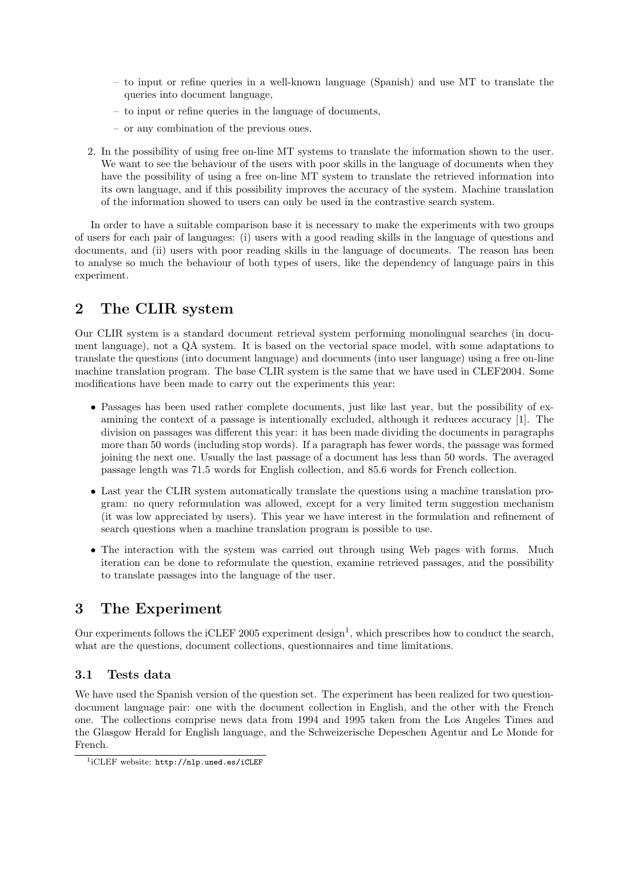– to input or refine queries in a well-known language (Spanish) and use MT to translate the queries into document language,
  – to input or refine queries in the language of documents,
  – or any combination of the previous ones.

2. In the possibility of using free on-line MT systems to translate the information shown to the user. We want to see the behaviour of the users with poor skills in the language of documents when they have the possibility of using a free on-line MT system to translate the retrieved information into its own language, and if this possibility improves the accuracy of the system. Machine translation of the information showed to users can only be used in the contrastive search system.

In order to have a suitable comparison base it is necessary to make the experiments with two groups of users for each pair of languages: (i) users with a good reading skills in the language of questions and documents, and (ii) users with poor reading skills in the language of documents. The reason has been to analyse so much the behaviour of both types of users, like the dependency of language pairs in this experiment.

## 2 The CLIR system

Our CLIR system is a standard document retrieval system performing monolingual searches (in document language), not a QA system. It is based on the vectorial space model, with some adaptations to translate the questions (into document language) and documents (into user language) using a free on-line machine translation program. The base CLIR system is the same that we have used in CLEF2004. Some modifications have been made to carry out the experiments this year:

- Passages has been used rather complete documents, just like last year, but the possibility of examining the context of a passage is intentionally excluded, although it reduces accuracy [1]. The division on passages was different this year: it has been made dividing the documents in paragraphs more than 50 words (including stop words). If a paragraph has fewer words, the passage was formed joining the next one. Usually the last passage of a document has less than 50 words. The averaged passage length was 71.5 words for English collection, and 85.6 words for French collection.
- Last year the CLIR system automatically translate the questions using a machine translation program: no query reformulation was allowed, except for a very limited term suggestion mechanism (it was low appreciated by users). This year we have interest in the formulation and refinement of search questions when a machine translation program is possible to use.
- The interaction with the system was carried out through using Web pages with forms. Much iteration can be done to reformulate the question, examine retrieved passages, and the possibility to translate passages into the language of the user.

## 3 The Experiment

Our experiments follows the iCLEF 2005 experiment design[1], which prescribes how to conduct the search, what are the questions, document collections, questionnaires and time limitations.

### 3.1 Tests data

We have used the Spanish version of the question set. The experiment has been realized for two question-document language pair: one with the document collection in English, and the other with the French one. The collections comprise news data from 1994 and 1995 taken from the Los Angeles Times and the Glasgow Herald for English language, and the Schweizerische Depeschen Agentur and Le Monde for French.

[1] iCLEF website: http://nlp.uned.es/iCLEF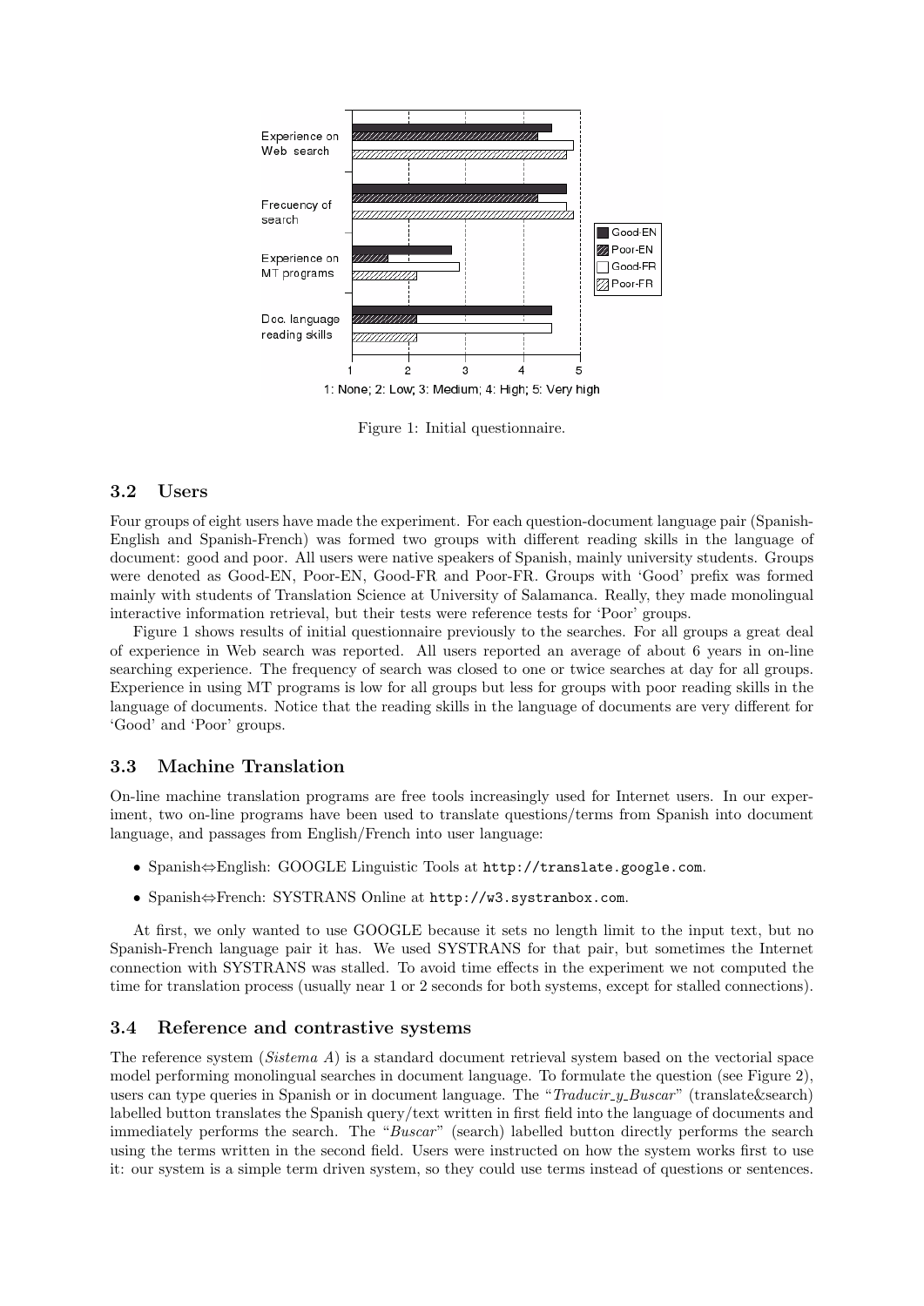Figure 1: Initial questionnaire.

### 3.2 Users

Four groups of eight users have made the experiment. For each question-document language pair (Spanish-English and Spanish-French) was formed two groups with different reading skills in the language of document: good and poor. All users were native speakers of Spanish, mainly university students. Groups were denoted as Good-EN, Poor-EN, Good-FR and Poor-FR. Groups with 'Good' prefix was formed mainly with students of Translation Science at University of Salamanca. Really, they made monolingual interactive information retrieval, but their tests were reference tests for 'Poor' groups.

Figure 1 shows results of initial questionnaire previously to the searches. For all groups a great deal of experience in Web search was reported. All users reported an average of about 6 years in on-line searching experience. The frequency of search was closed to one or twice searches at day for all groups. Experience in using MT programs is low for all groups but less for groups with poor reading skills in the language of documents. Notice that the reading skills in the language of documents are very different for 'Good' and 'Poor' groups.

### 3.3 Machine Translation

On-line machine translation programs are free tools increasingly used for Internet users. In our experiment, two on-line programs have been used to translate questions/terms from Spanish into document language, and passages from English/French into user language:

- Spanish⇔English: GOOGLE Linguistic Tools at `http://translate.google.com`.
- Spanish⇔French: SYSTRANS Online at `http://w3.systranbox.com`.

At first, we only wanted to use GOOGLE because it sets no length limit to the input text, but no Spanish-French language pair it has. We used SYSTRANS for that pair, but sometimes the Internet connection with SYSTRANS was stalled. To avoid time effects in the experiment we not computed the time for translation process (usually near 1 or 2 seconds for both systems, except for stalled connections).

### 3.4 Reference and contrastive systems

The reference system (*Sistema A*) is a standard document retrieval system based on the vectorial space model performing monolingual searches in document language. To formulate the question (see Figure 2), users can type queries in Spanish or in document language. The "*Traducir_y_Buscar*" (translate&search) labelled button translates the Spanish query/text written in first field into the language of documents and immediately performs the search. The "*Buscar*" (search) labelled button directly performs the search using the terms written in the second field. Users were instructed on how the system works first to use it: our system is a simple term driven system, so they could use terms instead of questions or sentences.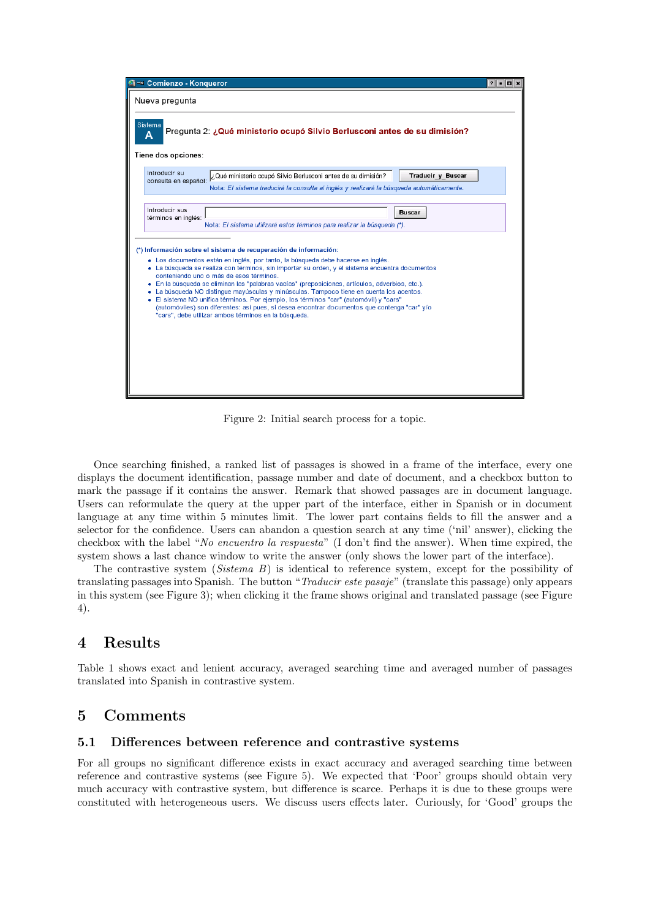Figure 2: Initial search process for a topic.

Once searching finished, a ranked list of passages is showed in a frame of the interface, every one displays the document identification, passage number and date of document, and a checkbox button to mark the passage if it contains the answer. Remark that showed passages are in document language. Users can reformulate the query at the upper part of the interface, either in Spanish or in document language at any time within 5 minutes limit. The lower part contains fields to fill the answer and a selector for the confidence. Users can abandon a question search at any time ('nil' answer), clicking the checkbox with the label "*No encuentro la respuesta*" (I don't find the answer). When time expired, the system shows a last chance window to write the answer (only shows the lower part of the interface).

The contrastive system (*Sistema B*) is identical to reference system, except for the possibility of translating passages into Spanish. The button "*Traducir este pasaje*" (translate this passage) only appears in this system (see Figure 3); when clicking it the frame shows original and translated passage (see Figure 4).

# 4 Results

Table 1 shows exact and lenient accuracy, averaged searching time and averaged number of passages translated into Spanish in contrastive system.

# 5 Comments

## 5.1 Differences between reference and contrastive systems

For all groups no significant difference exists in exact accuracy and averaged searching time between reference and contrastive systems (see Figure 5). We expected that 'Poor' groups should obtain very much accuracy with contrastive system, but difference is scarce. Perhaps it is due to these groups were constituted with heterogeneous users. We discuss users effects later. Curiously, for 'Good' groups the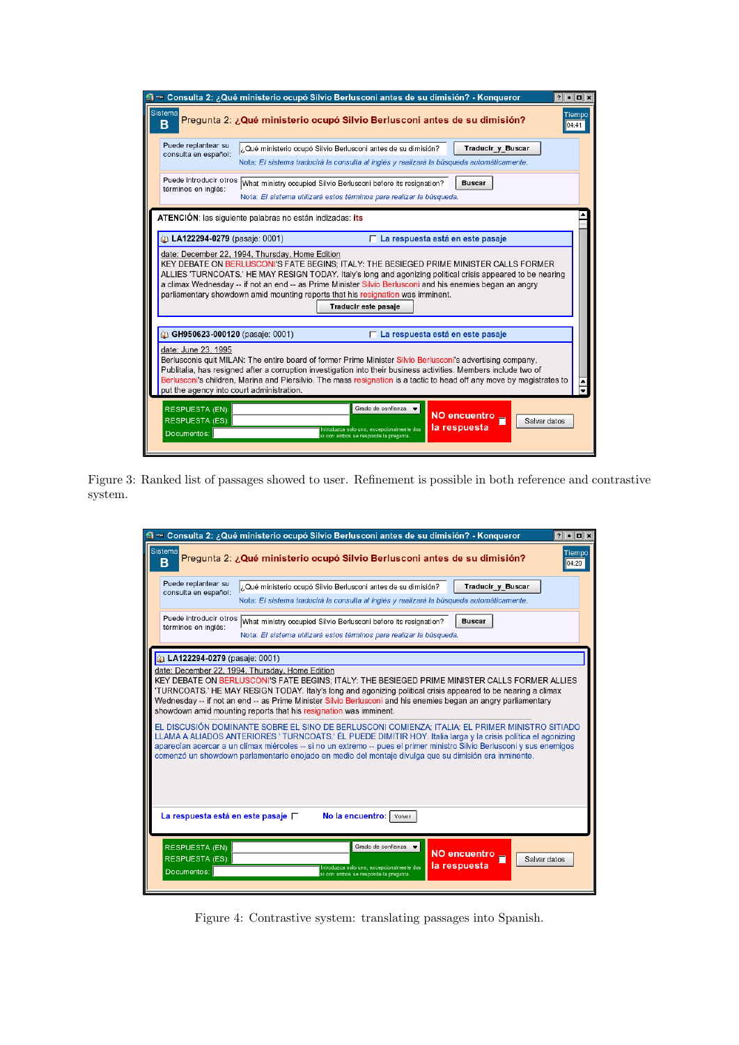Figure 3: Ranked list of passages showed to user. Refinement is possible in both reference and contrastive system.

Figure 4: Contrastive system: translating passages into Spanish.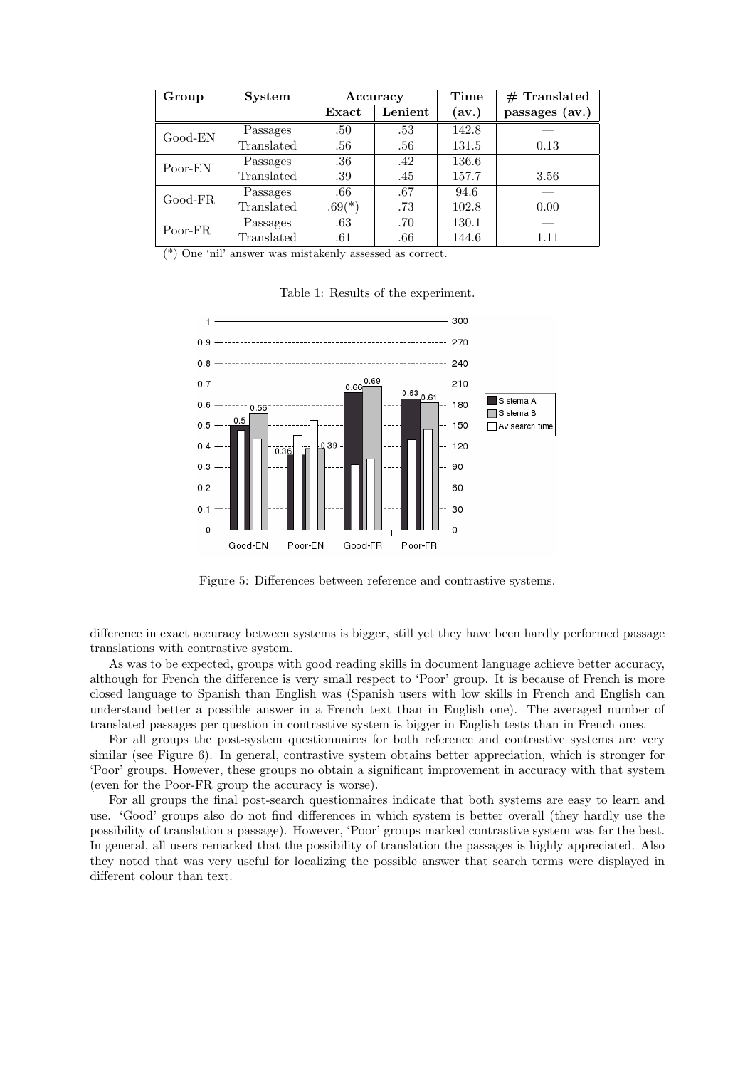| Group | System | Accuracy | | Time | # Translated |
|---|---|---|---|---|---|
| | | **Exact** | **Lenient** | **(av.)** | **passages (av.)** |
| Good-EN | Passages | .50 | .53 | 142.8 | — |
| | Translated | .56 | .56 | 131.5 | 0.13 |
| Poor-EN | Passages | .36 | .42 | 136.6 | — |
| | Translated | .39 | .45 | 157.7 | 3.56 |
| Good-FR | Passages | .66 | .67 | 94.6 | — |
| | Translated | .69(*) | .73 | 102.8 | 0.00 |
| Poor-FR | Passages | .63 | .70 | 130.1 | — |
| | Translated | .61 | .66 | 144.6 | 1.11 |

(*) One 'nil' answer was mistakenly assessed as correct.

Table 1: Results of the experiment.

Figure 5: Differences between reference and contrastive systems.

difference in exact accuracy between systems is bigger, still yet they have been hardly performed passage translations with contrastive system.

As was to be expected, groups with good reading skills in document language achieve better accuracy, although for French the difference is very small respect to 'Poor' group. It is because of French is more closed language to Spanish than English was (Spanish users with low skills in French and English can understand better a possible answer in a French text than in English one). The averaged number of translated passages per question in contrastive system is bigger in English tests than in French ones.

For all groups the post-system questionnaires for both reference and contrastive systems are very similar (see Figure 6). In general, contrastive system obtains better appreciation, which is stronger for 'Poor' groups. However, these groups no obtain a significant improvement in accuracy with that system (even for the Poor-FR group the accuracy is worse).

For all groups the final post-search questionnaires indicate that both systems are easy to learn and use. 'Good' groups also do not find differences in which system is better overall (they hardly use the possibility of translation a passage). However, 'Poor' groups marked contrastive system was far the best. In general, all users remarked that the possibility of translation the passages is highly appreciated. Also they noted that was very useful for localizing the possible answer that search terms were displayed in different colour than text.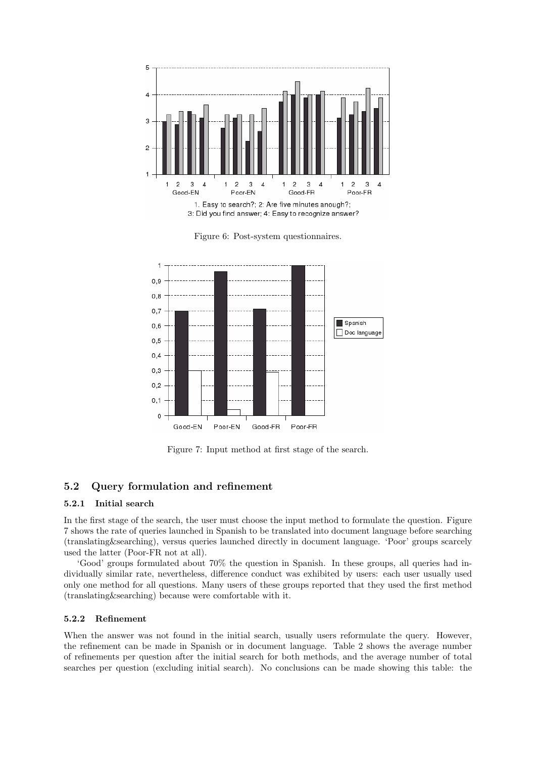Figure 6: Post-system questionnaires.

Figure 7: Input method at first stage of the search.

## 5.2 Query formulation and refinement

### 5.2.1 Initial search

In the first stage of the search, the user must choose the input method to formulate the question. Figure 7 shows the rate of queries launched in Spanish to be translated into document language before searching (translating&searching), versus queries launched directly in document language. 'Poor' groups scarcely used the latter (Poor-FR not at all).

'Good' groups formulated about 70% the question in Spanish. In these groups, all queries had individually similar rate, nevertheless, difference conduct was exhibited by users: each user usually used only one method for all questions. Many users of these groups reported that they used the first method (translating&searching) because were comfortable with it.

### 5.2.2 Refinement

When the answer was not found in the initial search, usually users reformulate the query. However, the refinement can be made in Spanish or in document language. Table 2 shows the average number of refinements per question after the initial search for both methods, and the average number of total searches per question (excluding initial search). No conclusions can be made showing this table: the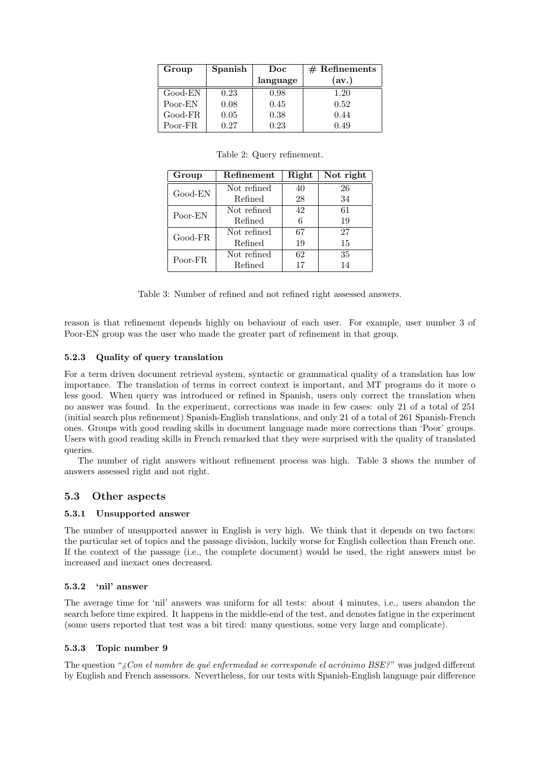| Group | Spanish | Doc language | # Refinements (av.) |
|---|---|---|---|
| Good-EN | 0.23 | 0.98 | 1.20 |
| Poor-EN | 0.08 | 0.45 | 0.52 |
| Good-FR | 0.05 | 0.38 | 0.44 |
| Poor-FR | 0.27 | 0.23 | 0.49 |

Table 2: Query refinement.

| Group | Refinement | Right | Not right |
|---|---|---|---|
| Good-EN | Not refined | 40 | 26 |
| | Refined | 28 | 34 |
| Poor-EN | Not refined | 42 | 61 |
| | Refined | 6 | 19 |
| Good-FR | Not refined | 67 | 27 |
| | Refined | 19 | 15 |
| Poor-FR | Not refined | 62 | 35 |
| | Refined | 17 | 14 |

Table 3: Number of refined and not refined right assessed answers.

reason is that refinement depends highly on behaviour of each user. For example, user number 3 of Poor-EN group was the user who made the greater part of refinement in that group.

#### 5.2.3 Quality of query translation

For a term driven document retrieval system, syntactic or grammatical quality of a translation has low importance. The translation of terms in correct context is important, and MT programs do it more o less good. When query was introduced or refined in Spanish, users only correct the translation when no answer was found. In the experiment, corrections was made in few cases: only 21 of a total of 251 (initial search plus refinement) Spanish-English translations, and only 21 of a total of 261 Spanish-French ones. Groups with good reading skills in document language made more corrections than 'Poor' groups. Users with good reading skills in French remarked that they were surprised with the quality of translated queries.

The number of right answers without refinement process was high. Table 3 shows the number of answers assessed right and not right.

### 5.3 Other aspects

#### 5.3.1 Unsupported answer

The number of unsupported answer in English is very high. We think that it depends on two factors: the particular set of topics and the passage division, luckily worse for English collection than French one. If the context of the passage (i.e., the complete document) would be used, the right answers must be increased and inexact ones decreased.

#### 5.3.2 'nil' answer

The average time for 'nil' answers was uniform for all tests: about 4 minutes, i.e., users abandon the search before time expired. It happens in the middle-end of the test, and denotes fatigue in the experiment (some users reported that test was a bit tired: many questions, some very large and complicate).

#### 5.3.3 Topic number 9

The question "*¿Con el nombre de qué enfermedad se corresponde el acrónimo BSE?*" was judged different by English and French assessors. Nevertheless, for our tests with Spanish-English language pair difference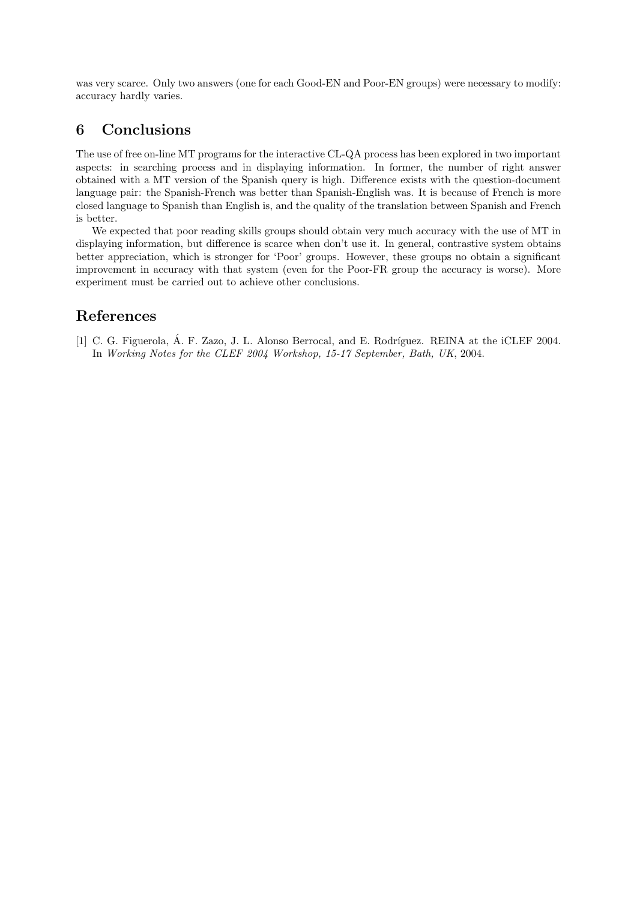was very scarce. Only two answers (one for each Good-EN and Poor-EN groups) were necessary to modify: accuracy hardly varies.

## 6 Conclusions

The use of free on-line MT programs for the interactive CL-QA process has been explored in two important aspects: in searching process and in displaying information. In former, the number of right answer obtained with a MT version of the Spanish query is high. Difference exists with the question-document language pair: the Spanish-French was better than Spanish-English was. It is because of French is more closed language to Spanish than English is, and the quality of the translation between Spanish and French is better.

We expected that poor reading skills groups should obtain very much accuracy with the use of MT in displaying information, but difference is scarce when don't use it. In general, contrastive system obtains better appreciation, which is stronger for 'Poor' groups. However, these groups no obtain a significant improvement in accuracy with that system (even for the Poor-FR group the accuracy is worse). More experiment must be carried out to achieve other conclusions.

## References

[1] C. G. Figuerola, Á. F. Zazo, J. L. Alonso Berrocal, and E. Rodríguez. REINA at the iCLEF 2004. In *Working Notes for the CLEF 2004 Workshop, 15-17 September, Bath, UK*, 2004.